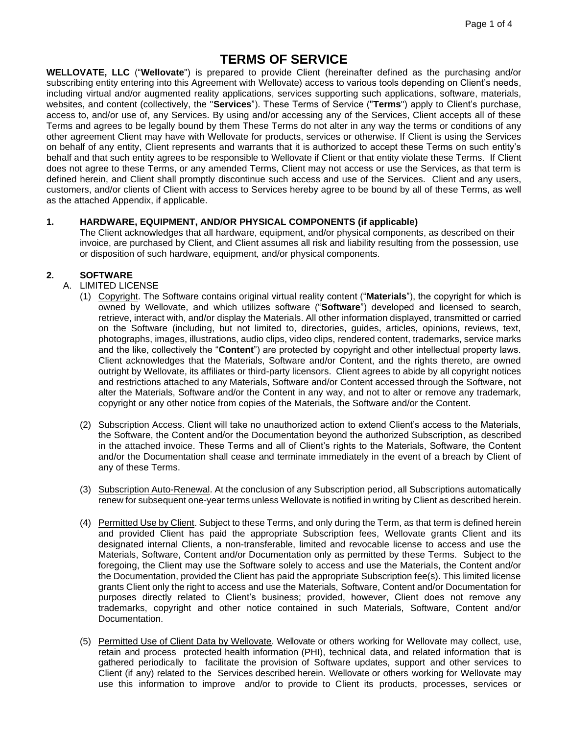# TERMS OF SERVICE

**WELLOVATE, LLC** ("**Wellovate**") is prepared to provide Client (hereinafter defined as the purchasing and/or subscribing entity entering into this Agreement with Wellovate) access to various tools depending on Client's needs, including virtual and/or augmented reality applications, services supporting such applications, software, materials, websites, and content (collectively, the "**Services**"). These Terms of Service ("**Terms**") apply to Client's purchase, access to, and/or use of, any Services. By using and/or accessing any of the Services, Client accepts all of these Terms and agrees to be legally bound by them These Terms do not alter in any way the terms or conditions of any other agreement Client may have with Wellovate for products, services or otherwise. If Client is using the Services on behalf of any entity, Client represents and warrants that it is authorized to accept these Terms on such entity's behalf and that such entity agrees to be responsible to Wellovate if Client or that entity violate these Terms. If Client does not agree to these Terms, or any amended Terms, Client may not access or use the Services, as that term is defined herein, and Client shall promptly discontinue such access and use of the Services. Client and any users, customers, and/or clients of Client with access to Services hereby agree to be bound by all of these Terms, as well as the attached Appendix, if applicable.

## 1. HARDWARE, EQUIPMENT, AND/OR PHYSICAL COMPONENTS (if applicable)

The Client acknowledges that all hardware, equipment, and/or physical components, as described on their invoice, are purchased by Client, and Client assumes all risk and liability resulting from the possession, use or disposition of such hardware, equipment, and/or physical components.

## 2. SOFTWARE

### A. LIMITED LICENSE

(1) Copyright. The Software contains original virtual reality content ("**Materials**"), the copyright for which is owned by Wellovate, and which utilizes software ("**Software**") developed and licensed to search, retrieve, interact with, and/or display the Materials. All other information displayed, transmitted or carried on the Software (including, but not limited to, directories, guides, articles, opinions, reviews, text, photographs, images, illustrations, audio clips, video clips, rendered content, trademarks, service marks and the like, collectively the "**Content**") are protected by copyright and other intellectual property laws. Client acknowledges that the Materials, Software and/or Content, and the rights thereto, are owned outright by Wellovate, its affiliates or third-party licensors. Client agrees to abide by all copyright notices and restrictions attached to any Materials, Software and/or Content accessed through the Software, not alter the Materials, Software and/or the Content in any way, and not to alter or remove any trademark, copyright or any other notice from copies of the Materials, the Software and/or the Content.

(2) Subscription Access. Client will take no unauthorized action to extend Client's access to the Materials, the Software, the Content and/or the Documentation beyond the authorized Subscription, as described in the attached invoice. These Terms and all of Client's rights to the Materials, Software, the Content and/or the Documentation shall cease and terminate immediately in the event of a breach by Client of any of these Terms.

(3) Subscription Auto-Renewal. At the conclusion of any Subscription period, all Subscriptions automatically renew for subsequent one-year terms unless Wellovate is notified in writing by Client as described herein.

(4) Permitted Use by Client. Subject to these Terms, and only during the Term, as that term is defined herein and provided Client has paid the appropriate Subscription fees, Wellovate grants Client and its designated internal Clients, a non-transferable, limited and revocable license to access and use the Materials, Software, Content and/or Documentation only as permitted by these Terms. Subject to the foregoing, the Client may use the Software solely to access and use the Materials, the Content and/or the Documentation, provided the Client has paid the appropriate Subscription fee(s). This limited license grants Client only the right to access and use the Materials, Software, Content and/or Documentation for purposes directly related to Client's business; provided, however, Client does not remove any trademarks, copyright and other notice contained in such Materials, Software, Content and/or Documentation.

(5) Permitted Use of Client Data by Wellovate. Wellovate or others working for Wellovate may collect, use, retain and process protected health information (PHI), technical data, and related information that is gathered periodically to facilitate the provision of Software updates, support and other services to Client (if any) related to the Services described herein. Wellovate or others working for Wellovate may use this information to improve and/or to provide to Client its products, processes, services or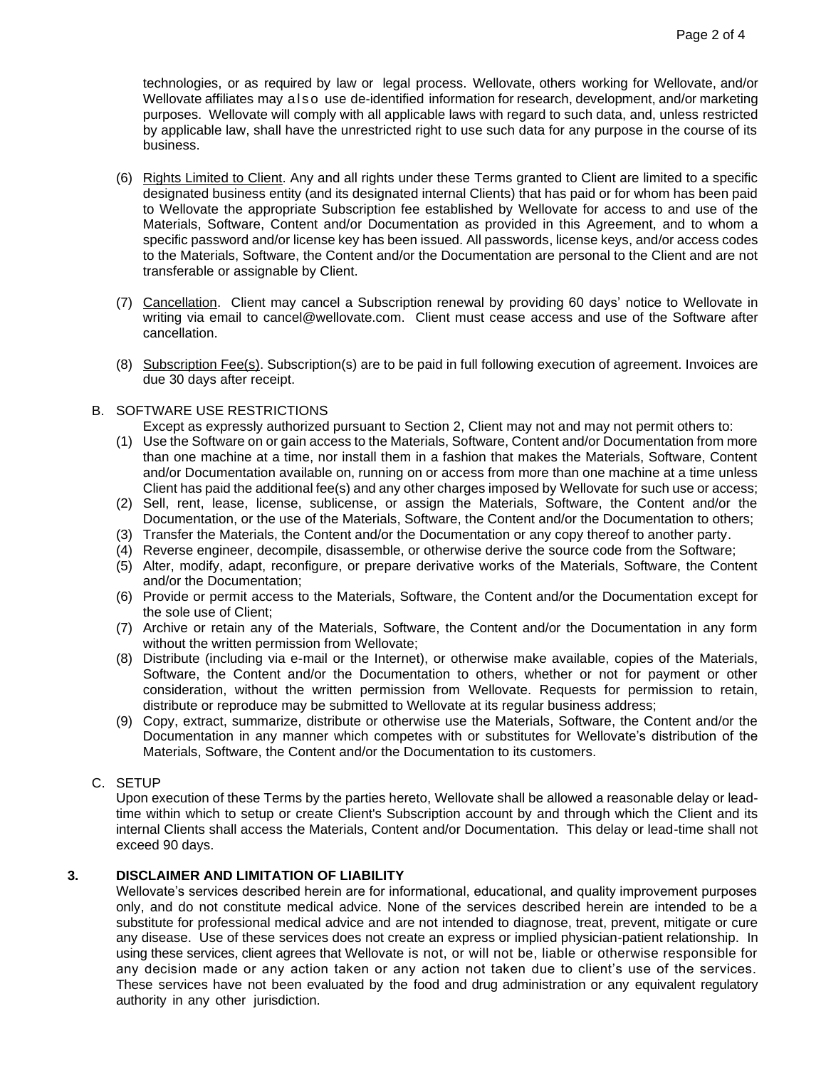technologies, or as required by law or legal process. Wellovate, others working for Wellovate, and/or Wellovate affiliates may also use de-identified information for research, development, and/or marketing purposes. Wellovate will comply with all applicable laws with regard to such data, and, unless restricted by applicable law, shall have the unrestricted right to use such data for any purpose in the course of its business.

(6) Rights Limited to Client. Any and all rights under these Terms granted to Client are limited to a specific designated business entity (and its designated internal Clients) that has paid or for whom has been paid to Wellovate the appropriate Subscription fee established by Wellovate for access to and use of the Materials, Software, Content and/or Documentation as provided in this Agreement, and to whom a specific password and/or license key has been issued. All passwords, license keys, and/or access codes to the Materials, Software, the Content and/or the Documentation are personal to the Client and are not transferable or assignable by Client.

(7) Cancellation. Client may cancel a Subscription renewal by providing 60 days' notice to Wellovate in writing via email to cancel@wellovate.com. Client must cease access and use of the Software after cancellation.

(8) Subscription Fee(s). Subscription(s) are to be paid in full following execution of agreement. Invoices are due 30 days after receipt.

B. SOFTWARE USE RESTRICTIONS

Except as expressly authorized pursuant to Section 2, Client may not and may not permit others to:

(1) Use the Software on or gain access to the Materials, Software, Content and/or Documentation from more than one machine at a time, nor install them in a fashion that makes the Materials, Software, Content and/or Documentation available on, running on or access from more than one machine at a time unless Client has paid the additional fee(s) and any other charges imposed by Wellovate for such use or access;
(2) Sell, rent, lease, license, sublicense, or assign the Materials, Software, the Content and/or the Documentation, or the use of the Materials, Software, the Content and/or the Documentation to others;
(3) Transfer the Materials, the Content and/or the Documentation or any copy thereof to another party.
(4) Reverse engineer, decompile, disassemble, or otherwise derive the source code from the Software;
(5) Alter, modify, adapt, reconfigure, or prepare derivative works of the Materials, Software, the Content and/or the Documentation;
(6) Provide or permit access to the Materials, Software, the Content and/or the Documentation except for the sole use of Client;
(7) Archive or retain any of the Materials, Software, the Content and/or the Documentation in any form without the written permission from Wellovate;
(8) Distribute (including via e-mail or the Internet), or otherwise make available, copies of the Materials, Software, the Content and/or the Documentation to others, whether or not for payment or other consideration, without the written permission from Wellovate. Requests for permission to retain, distribute or reproduce may be submitted to Wellovate at its regular business address;
(9) Copy, extract, summarize, distribute or otherwise use the Materials, Software, the Content and/or the Documentation in any manner which competes with or substitutes for Wellovate's distribution of the Materials, Software, the Content and/or the Documentation to its customers.

C. SETUP

Upon execution of these Terms by the parties hereto, Wellovate shall be allowed a reasonable delay or lead-time within which to setup or create Client's Subscription account by and through which the Client and its internal Clients shall access the Materials, Content and/or Documentation. This delay or lead-time shall not exceed 90 days.

## 3. DISCLAIMER AND LIMITATION OF LIABILITY

Wellovate's services described herein are for informational, educational, and quality improvement purposes only, and do not constitute medical advice. None of the services described herein are intended to be a substitute for professional medical advice and are not intended to diagnose, treat, prevent, mitigate or cure any disease. Use of these services does not create an express or implied physician-patient relationship. In using these services, client agrees that Wellovate is not, or will not be, liable or otherwise responsible for any decision made or any action taken or any action not taken due to client's use of the services. These services have not been evaluated by the food and drug administration or any equivalent regulatory authority in any other jurisdiction.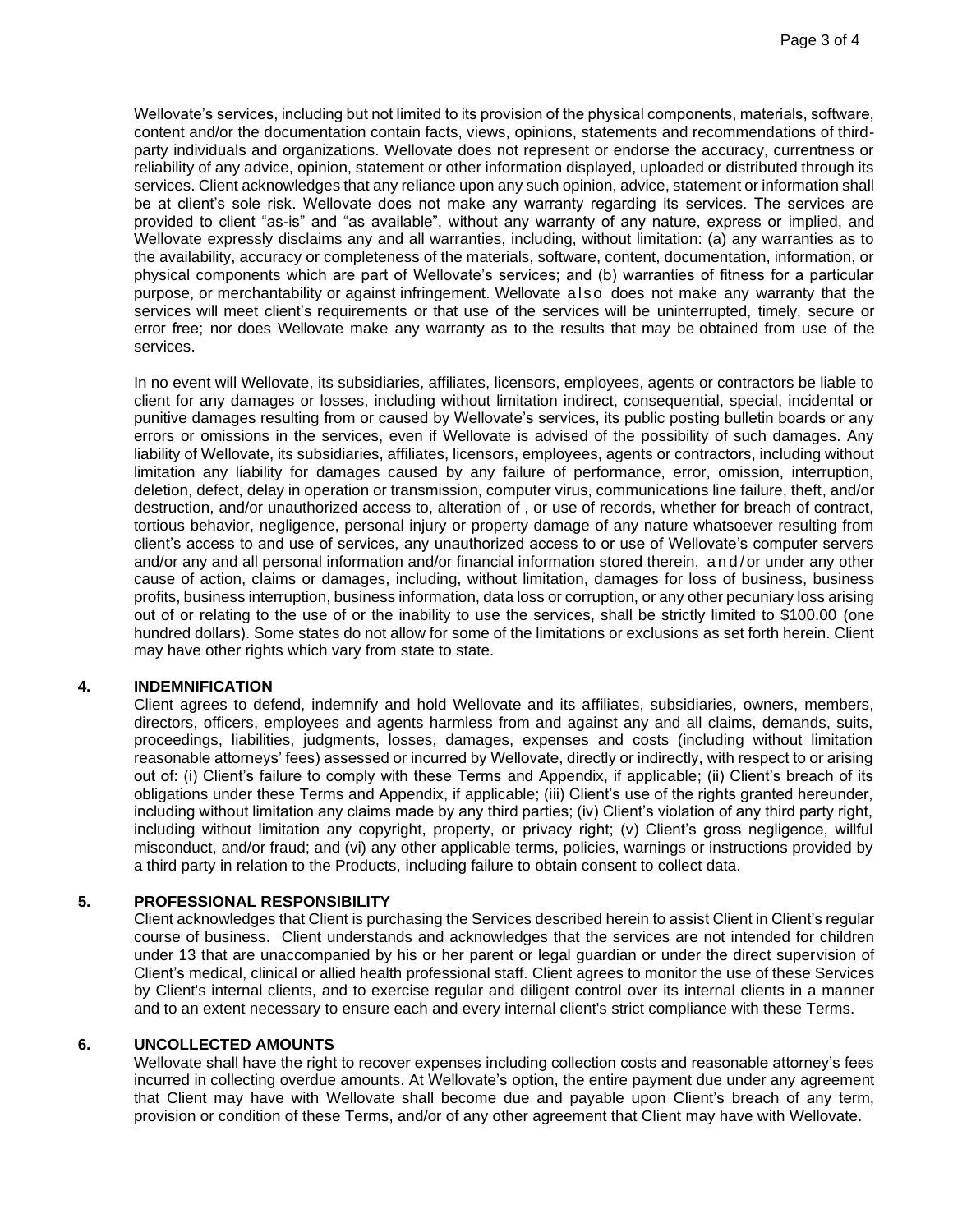Wellovate's services, including but not limited to its provision of the physical components, materials, software, content and/or the documentation contain facts, views, opinions, statements and recommendations of third-party individuals and organizations. Wellovate does not represent or endorse the accuracy, currentness or reliability of any advice, opinion, statement or other information displayed, uploaded or distributed through its services. Client acknowledges that any reliance upon any such opinion, advice, statement or information shall be at client's sole risk. Wellovate does not make any warranty regarding its services. The services are provided to client "as-is" and "as available", without any warranty of any nature, express or implied, and Wellovate expressly disclaims any and all warranties, including, without limitation: (a) any warranties as to the availability, accuracy or completeness of the materials, software, content, documentation, information, or physical components which are part of Wellovate's services; and (b) warranties of fitness for a particular purpose, or merchantability or against infringement. Wellovate also does not make any warranty that the services will meet client's requirements or that use of the services will be uninterrupted, timely, secure or error free; nor does Wellovate make any warranty as to the results that may be obtained from use of the services.

In no event will Wellovate, its subsidiaries, affiliates, licensors, employees, agents or contractors be liable to client for any damages or losses, including without limitation indirect, consequential, special, incidental or punitive damages resulting from or caused by Wellovate's services, its public posting bulletin boards or any errors or omissions in the services, even if Wellovate is advised of the possibility of such damages. Any liability of Wellovate, its subsidiaries, affiliates, licensors, employees, agents or contractors, including without limitation any liability for damages caused by any failure of performance, error, omission, interruption, deletion, defect, delay in operation or transmission, computer virus, communications line failure, theft, and/or destruction, and/or unauthorized access to, alteration of , or use of records, whether for breach of contract, tortious behavior, negligence, personal injury or property damage of any nature whatsoever resulting from client's access to and use of services, any unauthorized access to or use of Wellovate's computer servers and/or any and all personal information and/or financial information stored therein, and/or under any other cause of action, claims or damages, including, without limitation, damages for loss of business, business profits, business interruption, business information, data loss or corruption, or any other pecuniary loss arising out of or relating to the use of or the inability to use the services, shall be strictly limited to $100.00 (one hundred dollars). Some states do not allow for some of the limitations or exclusions as set forth herein. Client may have other rights which vary from state to state.

## 4. INDEMNIFICATION

Client agrees to defend, indemnify and hold Wellovate and its affiliates, subsidiaries, owners, members, directors, officers, employees and agents harmless from and against any and all claims, demands, suits, proceedings, liabilities, judgments, losses, damages, expenses and costs (including without limitation reasonable attorneys' fees) assessed or incurred by Wellovate, directly or indirectly, with respect to or arising out of: (i) Client's failure to comply with these Terms and Appendix, if applicable; (ii) Client's breach of its obligations under these Terms and Appendix, if applicable; (iii) Client's use of the rights granted hereunder, including without limitation any claims made by any third parties; (iv) Client's violation of any third party right, including without limitation any copyright, property, or privacy right; (v) Client's gross negligence, willful misconduct, and/or fraud; and (vi) any other applicable terms, policies, warnings or instructions provided by a third party in relation to the Products, including failure to obtain consent to collect data.

## 5. PROFESSIONAL RESPONSIBILITY

Client acknowledges that Client is purchasing the Services described herein to assist Client in Client's regular course of business. Client understands and acknowledges that the services are not intended for children under 13 that are unaccompanied by his or her parent or legal guardian or under the direct supervision of Client's medical, clinical or allied health professional staff. Client agrees to monitor the use of these Services by Client's internal clients, and to exercise regular and diligent control over its internal clients in a manner and to an extent necessary to ensure each and every internal client's strict compliance with these Terms.

## 6. UNCOLLECTED AMOUNTS

Wellovate shall have the right to recover expenses including collection costs and reasonable attorney's fees incurred in collecting overdue amounts. At Wellovate's option, the entire payment due under any agreement that Client may have with Wellovate shall become due and payable upon Client's breach of any term, provision or condition of these Terms, and/or of any other agreement that Client may have with Wellovate.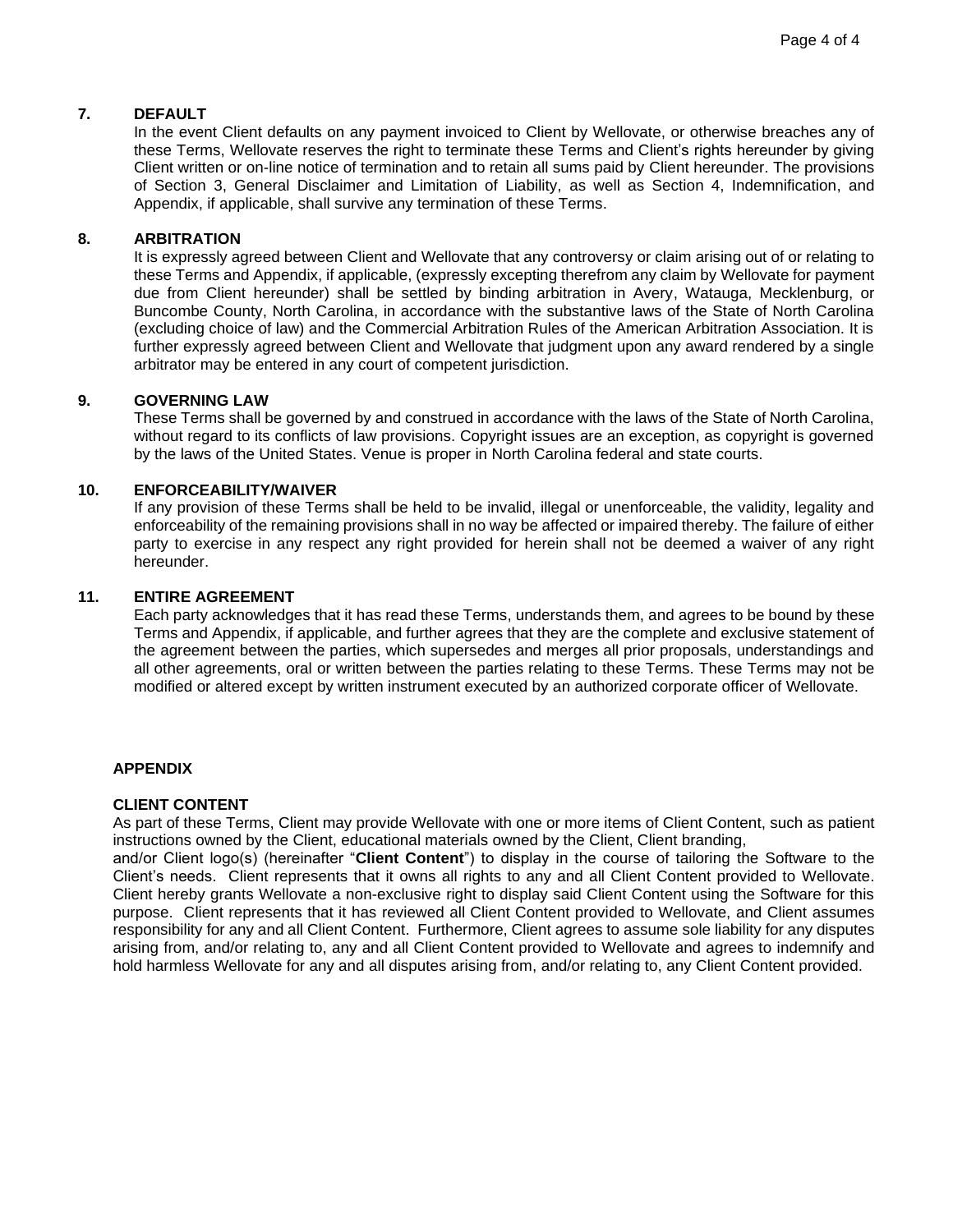## 7. DEFAULT

In the event Client defaults on any payment invoiced to Client by Wellovate, or otherwise breaches any of these Terms, Wellovate reserves the right to terminate these Terms and Client's rights hereunder by giving Client written or on-line notice of termination and to retain all sums paid by Client hereunder. The provisions of Section 3, General Disclaimer and Limitation of Liability, as well as Section 4, Indemnification, and Appendix, if applicable, shall survive any termination of these Terms.

## 8. ARBITRATION

It is expressly agreed between Client and Wellovate that any controversy or claim arising out of or relating to these Terms and Appendix, if applicable, (expressly excepting therefrom any claim by Wellovate for payment due from Client hereunder) shall be settled by binding arbitration in Avery, Watauga, Mecklenburg, or Buncombe County, North Carolina, in accordance with the substantive laws of the State of North Carolina (excluding choice of law) and the Commercial Arbitration Rules of the American Arbitration Association. It is further expressly agreed between Client and Wellovate that judgment upon any award rendered by a single arbitrator may be entered in any court of competent jurisdiction.

## 9. GOVERNING LAW

These Terms shall be governed by and construed in accordance with the laws of the State of North Carolina, without regard to its conflicts of law provisions. Copyright issues are an exception, as copyright is governed by the laws of the United States. Venue is proper in North Carolina federal and state courts.

## 10. ENFORCEABILITY/WAIVER

If any provision of these Terms shall be held to be invalid, illegal or unenforceable, the validity, legality and enforceability of the remaining provisions shall in no way be affected or impaired thereby. The failure of either party to exercise in any respect any right provided for herein shall not be deemed a waiver of any right hereunder.

## 11. ENTIRE AGREEMENT

Each party acknowledges that it has read these Terms, understands them, and agrees to be bound by these Terms and Appendix, if applicable, and further agrees that they are the complete and exclusive statement of the agreement between the parties, which supersedes and merges all prior proposals, understandings and all other agreements, oral or written between the parties relating to these Terms. These Terms may not be modified or altered except by written instrument executed by an authorized corporate officer of Wellovate.

## APPENDIX

### CLIENT CONTENT

As part of these Terms, Client may provide Wellovate with one or more items of Client Content, such as patient instructions owned by the Client, educational materials owned by the Client, Client branding, and/or Client logo(s) (hereinafter "**Client Content**") to display in the course of tailoring the Software to the Client's needs. Client represents that it owns all rights to any and all Client Content provided to Wellovate. Client hereby grants Wellovate a non-exclusive right to display said Client Content using the Software for this purpose. Client represents that it has reviewed all Client Content provided to Wellovate, and Client assumes responsibility for any and all Client Content. Furthermore, Client agrees to assume sole liability for any disputes arising from, and/or relating to, any and all Client Content provided to Wellovate and agrees to indemnify and hold harmless Wellovate for any and all disputes arising from, and/or relating to, any Client Content provided.